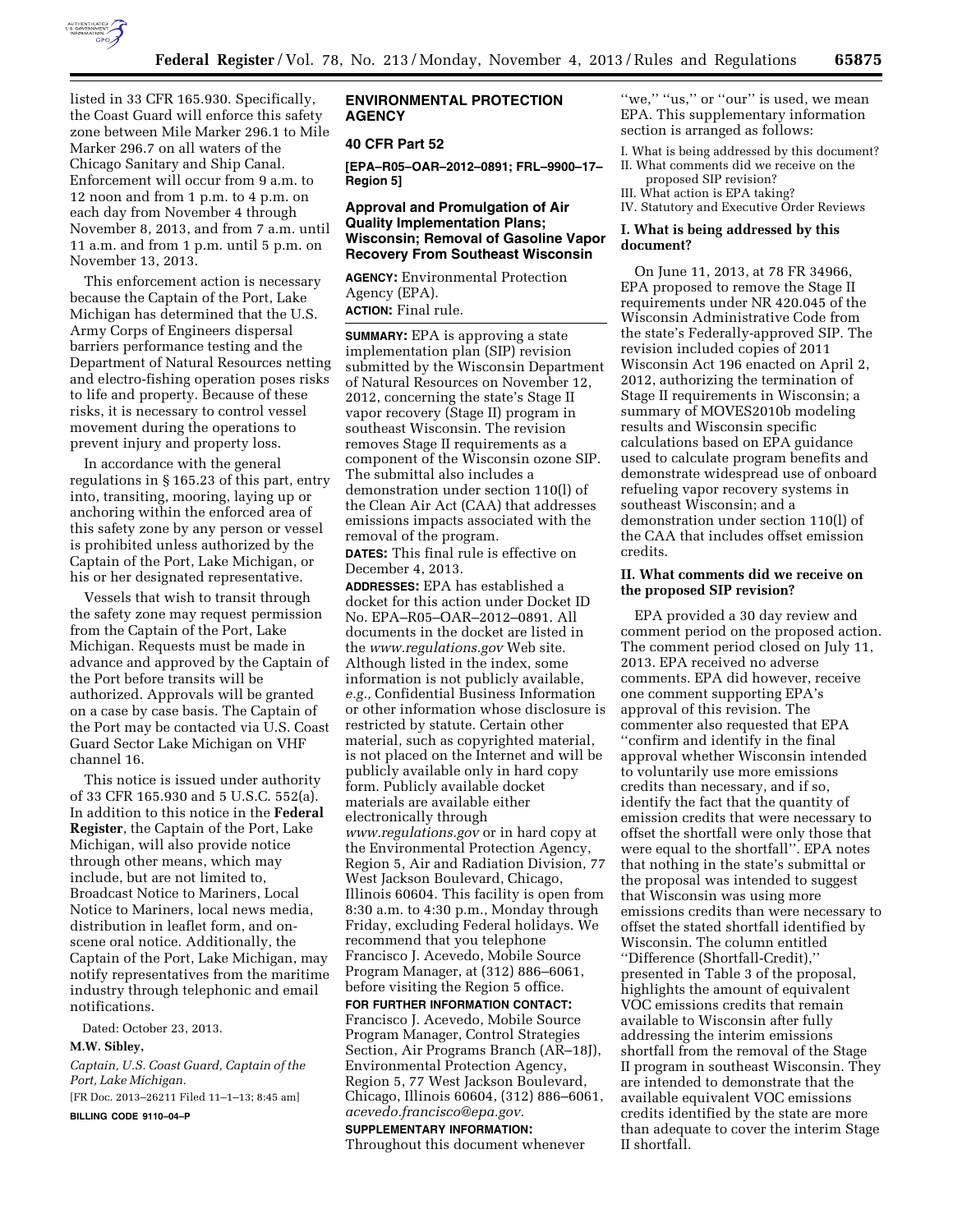listed in 33 CFR 165.930. Specifically, the Coast Guard will enforce this safety zone between Mile Marker 296.1 to Mile Marker 296.7 on all waters of the Chicago Sanitary and Ship Canal. Enforcement will occur from 9 a.m. to 12 noon and from 1 p.m. to 4 p.m. on each day from November 4 through November 8, 2013, and from 7 a.m. until 11 a.m. and from 1 p.m. until 5 p.m. on November 13, 2013.

This enforcement action is necessary because the Captain of the Port, Lake Michigan has determined that the U.S. Army Corps of Engineers dispersal barriers performance testing and the Department of Natural Resources netting and electro-fishing operation poses risks to life and property. Because of these risks, it is necessary to control vessel movement during the operations to prevent injury and property loss.

In accordance with the general regulations in § 165.23 of this part, entry into, transiting, mooring, laying up or anchoring within the enforced area of this safety zone by any person or vessel is prohibited unless authorized by the Captain of the Port, Lake Michigan, or his or her designated representative.

Vessels that wish to transit through the safety zone may request permission from the Captain of the Port, Lake Michigan. Requests must be made in advance and approved by the Captain of the Port before transits will be authorized. Approvals will be granted on a case by case basis. The Captain of the Port may be contacted via U.S. Coast Guard Sector Lake Michigan on VHF channel 16.

This notice is issued under authority of 33 CFR 165.930 and 5 U.S.C. 552(a). In addition to this notice in the **Federal Register**, the Captain of the Port, Lake Michigan, will also provide notice through other means, which may include, but are not limited to, Broadcast Notice to Mariners, Local Notice to Mariners, local news media, distribution in leaflet form, and on-scene oral notice. Additionally, the Captain of the Port, Lake Michigan, may notify representatives from the maritime industry through telephonic and email notifications.

Dated: October 23, 2013.

**M.W. Sibley,**

*Captain, U.S. Coast Guard, Captain of the Port, Lake Michigan.*

[FR Doc. 2013–26211 Filed 11–1–13; 8:45 am]

**BILLING CODE 9110–04–P**

## ENVIRONMENTAL PROTECTION AGENCY

### 40 CFR Part 52

**[EPA–R05–OAR–2012–0891; FRL–9900–17–Region 5]**

### Approval and Promulgation of Air Quality Implementation Plans; Wisconsin; Removal of Gasoline Vapor Recovery From Southeast Wisconsin

**AGENCY:** Environmental Protection Agency (EPA).

**ACTION:** Final rule.

**SUMMARY:** EPA is approving a state implementation plan (SIP) revision submitted by the Wisconsin Department of Natural Resources on November 12, 2012, concerning the state's Stage II vapor recovery (Stage II) program in southeast Wisconsin. The revision removes Stage II requirements as a component of the Wisconsin ozone SIP. The submittal also includes a demonstration under section 110(l) of the Clean Air Act (CAA) that addresses emissions impacts associated with the removal of the program.

**DATES:** This final rule is effective on December 4, 2013.

**ADDRESSES:** EPA has established a docket for this action under Docket ID No. EPA–R05–OAR–2012–0891. All documents in the docket are listed in the *www.regulations.gov* Web site. Although listed in the index, some information is not publicly available, *e.g.,* Confidential Business Information or other information whose disclosure is restricted by statute. Certain other material, such as copyrighted material, is not placed on the Internet and will be publicly available only in hard copy form. Publicly available docket materials are available either electronically through *www.regulations.gov* or in hard copy at the Environmental Protection Agency, Region 5, Air and Radiation Division, 77 West Jackson Boulevard, Chicago, Illinois 60604. This facility is open from 8:30 a.m. to 4:30 p.m., Monday through Friday, excluding Federal holidays. We recommend that you telephone Francisco J. Acevedo, Mobile Source Program Manager, at (312) 886–6061, before visiting the Region 5 office.

**FOR FURTHER INFORMATION CONTACT:** Francisco J. Acevedo, Mobile Source Program Manager, Control Strategies Section, Air Programs Branch (AR–18J), Environmental Protection Agency, Region 5, 77 West Jackson Boulevard, Chicago, Illinois 60604, (312) 886–6061, *acevedo.francisco@epa.gov.*

**SUPPLEMENTARY INFORMATION:** Throughout this document whenever "we," "us," or "our" is used, we mean EPA. This supplementary information section is arranged as follows:

I. What is being addressed by this document?
II. What comments did we receive on the proposed SIP revision?
III. What action is EPA taking?
IV. Statutory and Executive Order Reviews

### I. What is being addressed by this document?

On June 11, 2013, at 78 FR 34966, EPA proposed to remove the Stage II requirements under NR 420.045 of the Wisconsin Administrative Code from the state's Federally-approved SIP. The revision included copies of 2011 Wisconsin Act 196 enacted on April 2, 2012, authorizing the termination of Stage II requirements in Wisconsin; a summary of MOVES2010b modeling results and Wisconsin specific calculations based on EPA guidance used to calculate program benefits and demonstrate widespread use of onboard refueling vapor recovery systems in southeast Wisconsin; and a demonstration under section 110(l) of the CAA that includes offset emission credits.

### II. What comments did we receive on the proposed SIP revision?

EPA provided a 30 day review and comment period on the proposed action. The comment period closed on July 11, 2013. EPA received no adverse comments. EPA did however, receive one comment supporting EPA's approval of this revision. The commenter also requested that EPA "confirm and identify in the final approval whether Wisconsin intended to voluntarily use more emissions credits than necessary, and if so, identify the fact that the quantity of emission credits that were necessary to offset the shortfall were only those that were equal to the shortfall". EPA notes that nothing in the state's submittal or the proposal was intended to suggest that Wisconsin was using more emissions credits than were necessary to offset the stated shortfall identified by Wisconsin. The column entitled "Difference (Shortfall-Credit)," presented in Table 3 of the proposal, highlights the amount of equivalent VOC emissions credits that remain available to Wisconsin after fully addressing the interim emissions shortfall from the removal of the Stage II program in southeast Wisconsin. They are intended to demonstrate that the available equivalent VOC emissions credits identified by the state are more than adequate to cover the interim Stage II shortfall.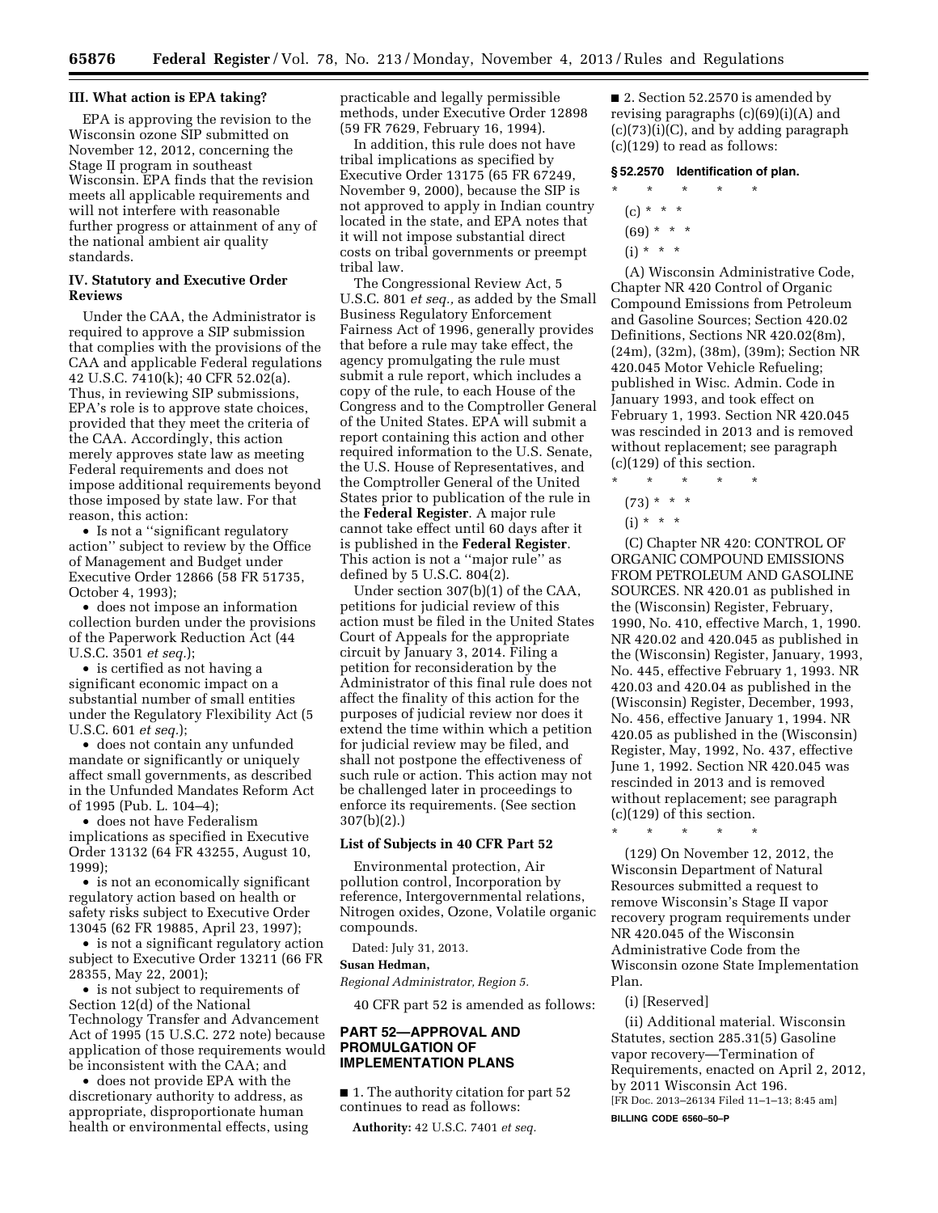### III. What action is EPA taking?

EPA is approving the revision to the Wisconsin ozone SIP submitted on November 12, 2012, concerning the Stage II program in southeast Wisconsin. EPA finds that the revision meets all applicable requirements and will not interfere with reasonable further progress or attainment of any of the national ambient air quality standards.

### IV. Statutory and Executive Order Reviews

Under the CAA, the Administrator is required to approve a SIP submission that complies with the provisions of the CAA and applicable Federal regulations 42 U.S.C. 7410(k); 40 CFR 52.02(a). Thus, in reviewing SIP submissions, EPA's role is to approve state choices, provided that they meet the criteria of the CAA. Accordingly, this action merely approves state law as meeting Federal requirements and does not impose additional requirements beyond those imposed by state law. For that reason, this action:

- Is not a ''significant regulatory action'' subject to review by the Office of Management and Budget under Executive Order 12866 (58 FR 51735, October 4, 1993);
- does not impose an information collection burden under the provisions of the Paperwork Reduction Act (44 U.S.C. 3501 *et seq.*);
- is certified as not having a significant economic impact on a substantial number of small entities under the Regulatory Flexibility Act (5 U.S.C. 601 *et seq.*);
- does not contain any unfunded mandate or significantly or uniquely affect small governments, as described in the Unfunded Mandates Reform Act of 1995 (Pub. L. 104–4);
- does not have Federalism implications as specified in Executive Order 13132 (64 FR 43255, August 10, 1999);
- is not an economically significant regulatory action based on health or safety risks subject to Executive Order 13045 (62 FR 19885, April 23, 1997);
- is not a significant regulatory action subject to Executive Order 13211 (66 FR 28355, May 22, 2001);
- is not subject to requirements of Section 12(d) of the National Technology Transfer and Advancement Act of 1995 (15 U.S.C. 272 note) because application of those requirements would be inconsistent with the CAA; and
- does not provide EPA with the discretionary authority to address, as appropriate, disproportionate human health or environmental effects, using practicable and legally permissible methods, under Executive Order 12898 (59 FR 7629, February 16, 1994).

In addition, this rule does not have tribal implications as specified by Executive Order 13175 (65 FR 67249, November 9, 2000), because the SIP is not approved to apply in Indian country located in the state, and EPA notes that it will not impose substantial direct costs on tribal governments or preempt tribal law.

The Congressional Review Act, 5 U.S.C. 801 *et seq.,* as added by the Small Business Regulatory Enforcement Fairness Act of 1996, generally provides that before a rule may take effect, the agency promulgating the rule must submit a rule report, which includes a copy of the rule, to each House of the Congress and to the Comptroller General of the United States. EPA will submit a report containing this action and other required information to the U.S. Senate, the U.S. House of Representatives, and the Comptroller General of the United States prior to publication of the rule in the **Federal Register**. A major rule cannot take effect until 60 days after it is published in the **Federal Register**. This action is not a ''major rule'' as defined by 5 U.S.C. 804(2).

Under section 307(b)(1) of the CAA, petitions for judicial review of this action must be filed in the United States Court of Appeals for the appropriate circuit by January 3, 2014. Filing a petition for reconsideration by the Administrator of this final rule does not affect the finality of this action for the purposes of judicial review nor does it extend the time within which a petition for judicial review may be filed, and shall not postpone the effectiveness of such rule or action. This action may not be challenged later in proceedings to enforce its requirements. (See section 307(b)(2).)

### List of Subjects in 40 CFR Part 52

Environmental protection, Air pollution control, Incorporation by reference, Intergovernmental relations, Nitrogen oxides, Ozone, Volatile organic compounds.

Dated: July 31, 2013.

**Susan Hedman,**

*Regional Administrator, Region 5.*

40 CFR part 52 is amended as follows:

## PART 52—APPROVAL AND PROMULGATION OF IMPLEMENTATION PLANS

■ 1. The authority citation for part 52 continues to read as follows:

**Authority:** 42 U.S.C. 7401 *et seq.*

■ 2. Section 52.2570 is amended by revising paragraphs (c)(69)(i)(A) and (c)(73)(i)(C), and by adding paragraph (c)(129) to read as follows:

### § 52.2570 Identification of plan.

\* \* \* \* \*

(c) \* \* \*

(69) \* \* \*

(i) \* \* \*

(A) Wisconsin Administrative Code, Chapter NR 420 Control of Organic Compound Emissions from Petroleum and Gasoline Sources; Section 420.02 Definitions, Sections NR 420.02(8m), (24m), (32m), (38m), (39m); Section NR 420.045 Motor Vehicle Refueling; published in Wisc. Admin. Code in January 1993, and took effect on February 1, 1993. Section NR 420.045 was rescinded in 2013 and is removed without replacement; see paragraph (c)(129) of this section.

\* \* \* \* \*

(73) \* \* \*

(i) \* \* \*

(C) Chapter NR 420: CONTROL OF ORGANIC COMPOUND EMISSIONS FROM PETROLEUM AND GASOLINE SOURCES. NR 420.01 as published in the (Wisconsin) Register, February, 1990, No. 410, effective March, 1, 1990. NR 420.02 and 420.045 as published in the (Wisconsin) Register, January, 1993, No. 445, effective February 1, 1993. NR 420.03 and 420.04 as published in the (Wisconsin) Register, December, 1993, No. 456, effective January 1, 1994. NR 420.05 as published in the (Wisconsin) Register, May, 1992, No. 437, effective June 1, 1992. Section NR 420.045 was rescinded in 2013 and is removed without replacement; see paragraph (c)(129) of this section.

\* \* \* \* \*

(129) On November 12, 2012, the Wisconsin Department of Natural Resources submitted a request to remove Wisconsin's Stage II vapor recovery program requirements under NR 420.045 of the Wisconsin Administrative Code from the Wisconsin ozone State Implementation Plan.

(i) [Reserved]

(ii) Additional material. Wisconsin Statutes, section 285.31(5) Gasoline vapor recovery—Termination of Requirements, enacted on April 2, 2012, by 2011 Wisconsin Act 196.

[FR Doc. 2013–26134 Filed 11–1–13; 8:45 am]

**BILLING CODE 6560–50–P**